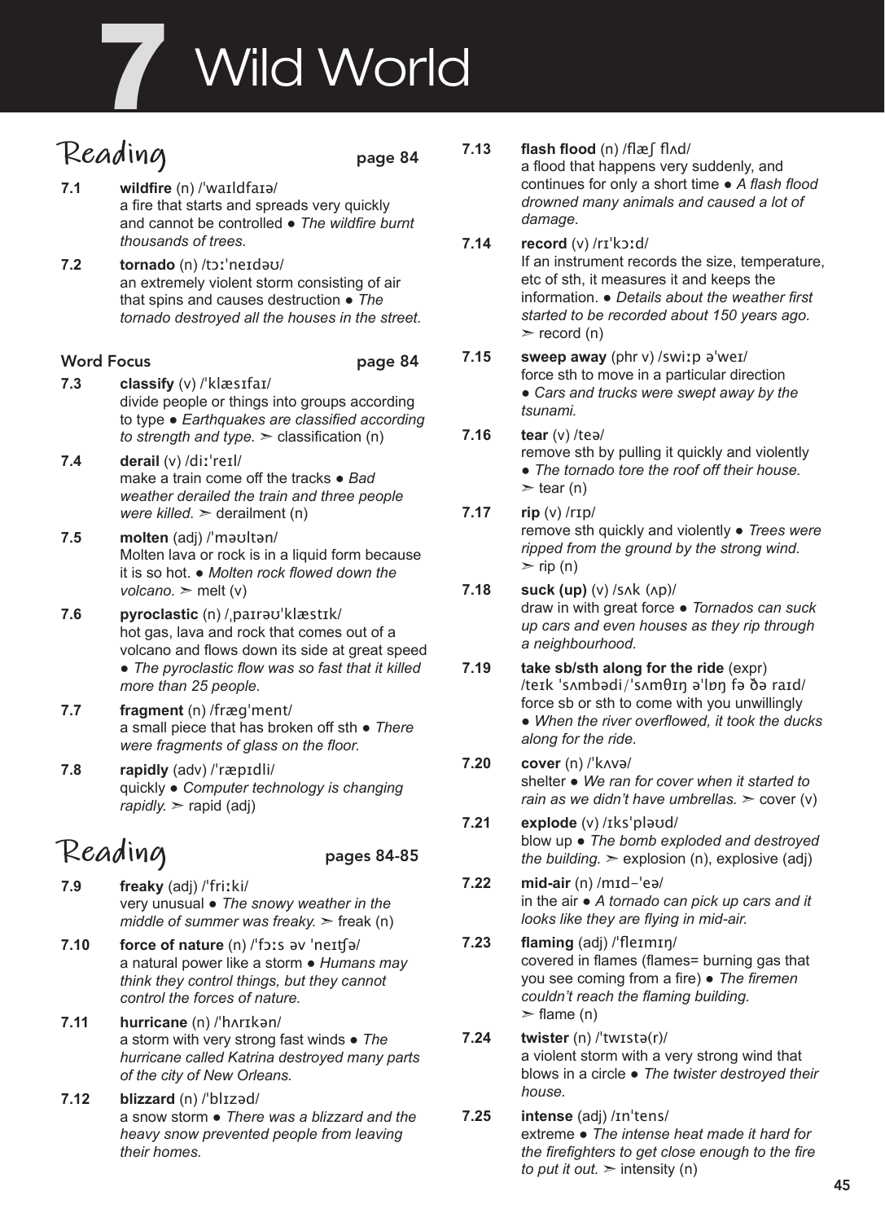# 7 Wild World

## Reading page 84

**7.1** **wildfire** (n) /ˈwaɪldfaɪə/
a fire that starts and spreads very quickly and cannot be controlled ● *The wildfire burnt thousands of trees.*

**7.2** **tornado** (n) /tɔːˈneɪdəʊ/
an extremely violent storm consisting of air that spins and causes destruction ● *The tornado destroyed all the houses in the street.*

### Word Focus page 84

**7.3** **classify** (v) /ˈklæsɪfaɪ/
divide people or things into groups according to type ● *Earthquakes are classified according to strength and type.* ➣ classification (n)

**7.4** **derail** (v) /diːˈreɪl/
make a train come off the tracks ● *Bad weather derailed the train and three people were killed.* ➣ derailment (n)

**7.5** **molten** (adj) /ˈməʊltən/
Molten lava or rock is in a liquid form because it is so hot. ● *Molten rock flowed down the volcano.* ➣ melt (v)

**7.6** **pyroclastic** (n) /ˌpaɪrəʊˈklæstɪk/
hot gas, lava and rock that comes out of a volcano and flows down its side at great speed ● *The pyroclastic flow was so fast that it killed more than 25 people.*

**7.7** **fragment** (n) /frægˈment/
a small piece that has broken off sth ● *There were fragments of glass on the floor.*

**7.8** **rapidly** (adv) /ˈræpɪdli/
quickly ● *Computer technology is changing rapidly.* ➣ rapid (adj)

## Reading pages 84-85

**7.9** **freaky** (adj) /ˈfriːki/
very unusual ● *The snowy weather in the middle of summer was freaky.* ➣ freak (n)

**7.10** **force of nature** (n) /ˈfɔːs əv ˈneɪʧə/
a natural power like a storm ● *Humans may think they control things, but they cannot control the forces of nature.*

**7.11** **hurricane** (n) /ˈhʌrɪkən/
a storm with very strong fast winds ● *The hurricane called Katrina destroyed many parts of the city of New Orleans.*

**7.12** **blizzard** (n) /ˈblɪzəd/
a snow storm ● *There was a blizzard and the heavy snow prevented people from leaving their homes.*

**7.13** **flash flood** (n) /flæʃ flʌd/
a flood that happens very suddenly, and continues for only a short time ● *A flash flood drowned many animals and caused a lot of damage.*

**7.14** **record** (v) /rɪˈkɔːd/
If an instrument records the size, temperature, etc of sth, it measures it and keeps the information. ● *Details about the weather first started to be recorded about 150 years ago.* ➣ record (n)

**7.15** **sweep away** (phr v) /swiːp əˈweɪ/
force sth to move in a particular direction ● *Cars and trucks were swept away by the tsunami.*

**7.16** **tear** (v) /teə/
remove sth by pulling it quickly and violently ● *The tornado tore the roof off their house.* ➣ tear (n)

**7.17** **rip** (v) /rɪp/
remove sth quickly and violently ● *Trees were ripped from the ground by the strong wind.* ➣ rip (n)

**7.18** **suck (up)** (v) /sʌk (ʌp)/
draw in with great force ● *Tornados can suck up cars and even houses as they rip through a neighbourhood.*

**7.19** **take sb/sth along for the ride** (expr) /teɪk ˈsʌmbədi/ˈsʌmθɪŋ əˈlɒŋ fə ðə raɪd/
force sb or sth to come with you unwillingly ● *When the river overflowed, it took the ducks along for the ride.*

**7.20** **cover** (n) /ˈkʌvə/
shelter ● *We ran for cover when it started to rain as we didn't have umbrellas.* ➣ cover (v)

**7.21** **explode** (v) /ɪksˈpləʊd/
blow up ● *The bomb exploded and destroyed the building.* ➣ explosion (n), explosive (adj)

**7.22** **mid-air** (n) /mɪd-ˈeə/
in the air ● *A tornado can pick up cars and it looks like they are flying in mid-air.*

**7.23** **flaming** (adj) /ˈfleɪmɪŋ/
covered in flames (flames= burning gas that you see coming from a fire) ● *The firemen couldn't reach the flaming building.* ➣ flame (n)

**7.24** **twister** (n) /ˈtwɪstə(r)/
a violent storm with a very strong wind that blows in a circle ● *The twister destroyed their house.*

**7.25** **intense** (adj) /ɪnˈtens/
extreme ● *The intense heat made it hard for the firefighters to get close enough to the fire to put it out.* ➣ intensity (n)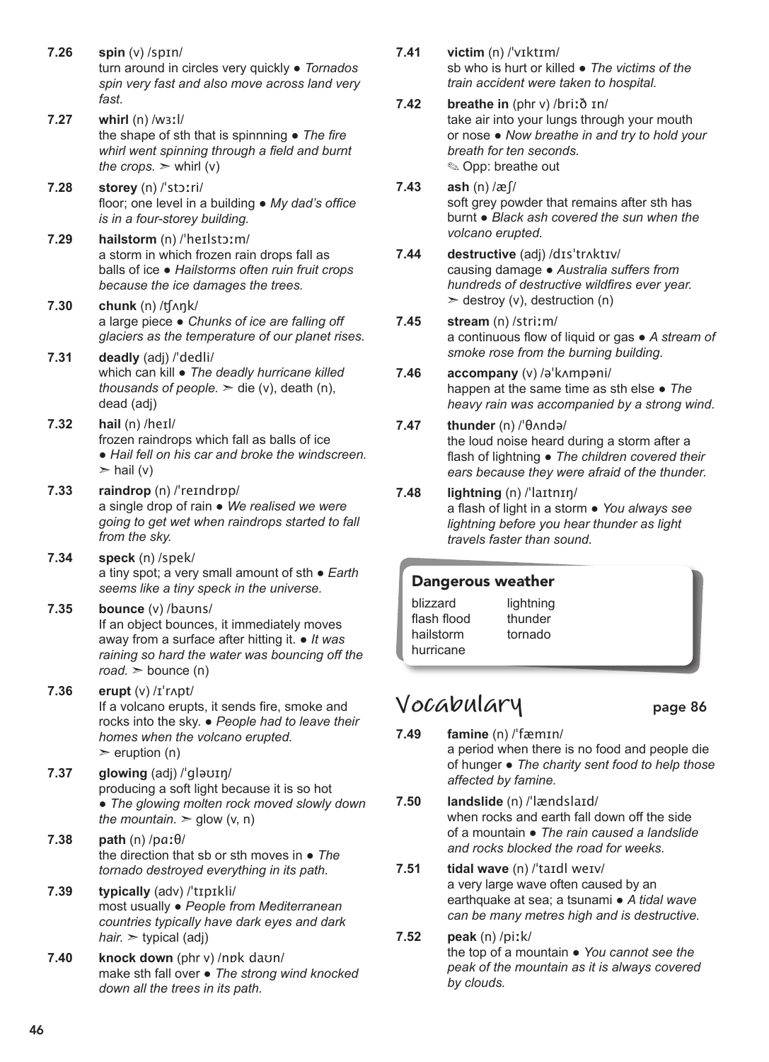**7.26** **spin** (v) /spɪn/
turn around in circles very quickly ● *Tornados spin very fast and also move across land very fast.*

**7.27** **whirl** (n) /wɜːl/
the shape of sth that is spinnning ● *The fire whirl went spinning through a field and burnt the crops.* ➣ whirl (v)

**7.28** **storey** (n) /ˈstɔːri/
floor; one level in a building ● *My dad's office is in a four-storey building.*

**7.29** **hailstorm** (n) /ˈheɪlstɔːm/
a storm in which frozen rain drops fall as balls of ice ● *Hailstorms often ruin fruit crops because the ice damages the trees.*

**7.30** **chunk** (n) /ʧʌŋk/
a large piece ● *Chunks of ice are falling off glaciers as the temperature of our planet rises.*

**7.31** **deadly** (adj) /ˈdedli/
which can kill ● *The deadly hurricane killed thousands of people.* ➣ die (v), death (n), dead (adj)

**7.32** **hail** (n) /heɪl/
frozen raindrops which fall as balls of ice ● *Hail fell on his car and broke the windscreen.* ➣ hail (v)

**7.33** **raindrop** (n) /ˈreɪndrɒp/
a single drop of rain ● *We realised we were going to get wet when raindrops started to fall from the sky.*

**7.34** **speck** (n) /spek/
a tiny spot; a very small amount of sth ● *Earth seems like a tiny speck in the universe.*

**7.35** **bounce** (v) /baʊns/
If an object bounces, it immediately moves away from a surface after hitting it. ● *It was raining so hard the water was bouncing off the road.* ➣ bounce (n)

**7.36** **erupt** (v) /ɪˈrʌpt/
If a volcano erupts, it sends fire, smoke and rocks into the sky. ● *People had to leave their homes when the volcano erupted.* ➣ eruption (n)

**7.37** **glowing** (adj) /ˈgləʊɪŋ/
producing a soft light because it is so hot ● *The glowing molten rock moved slowly down the mountain.* ➣ glow (v, n)

**7.38** **path** (n) /pɑːθ/
the direction that sb or sth moves in ● *The tornado destroyed everything in its path.*

**7.39** **typically** (adv) /ˈtɪpɪkli/
most usually ● *People from Mediterranean countries typically have dark eyes and dark hair.* ➣ typical (adj)

**7.40** **knock down** (phr v) /nɒk daʊn/
make sth fall over ● *The strong wind knocked down all the trees in its path.*

**7.41** **victim** (n) /ˈvɪktɪm/
sb who is hurt or killed ● *The victims of the train accident were taken to hospital.*

**7.42** **breathe in** (phr v) /briːð ɪn/
take air into your lungs through your mouth or nose ● *Now breathe in and try to hold your breath for ten seconds.*
✎ Opp: breathe out

**7.43** **ash** (n) /æʃ/
soft grey powder that remains after sth has burnt ● *Black ash covered the sun when the volcano erupted.*

**7.44** **destructive** (adj) /dɪsˈtrʌktɪv/
causing damage ● *Australia suffers from hundreds of destructive wildfires ever year.* ➣ destroy (v), destruction (n)

**7.45** **stream** (n) /striːm/
a continuous flow of liquid or gas ● *A stream of smoke rose from the burning building.*

**7.46** **accompany** (v) /əˈkʌmpəni/
happen at the same time as sth else ● *The heavy rain was accompanied by a strong wind.*

**7.47** **thunder** (n) /ˈθʌndə/
the loud noise heard during a storm after a flash of lightning ● *The children covered their ears because they were afraid of the thunder.*

**7.48** **lightning** (n) /ˈlaɪtnɪŋ/
a flash of light in a storm ● *You always see lightning before you hear thunder as light travels faster than sound.*

### Dangerous weather

| | |
|---|---|
| blizzard | lightning |
| flash flood | thunder |
| hailstorm | tornado |
| hurricane | |

## Vocabulary page 86

**7.49** **famine** (n) /ˈfæmɪn/
a period when there is no food and people die of hunger ● *The charity sent food to help those affected by famine.*

**7.50** **landslide** (n) /ˈlændslaɪd/
when rocks and earth fall down off the side of a mountain ● *The rain caused a landslide and rocks blocked the road for weeks.*

**7.51** **tidal wave** (n) /ˈtaɪdl weɪv/
a very large wave often caused by an earthquake at sea; a tsunami ● *A tidal wave can be many metres high and is destructive.*

**7.52** **peak** (n) /piːk/
the top of a mountain ● *You cannot see the peak of the mountain as it is always covered by clouds.*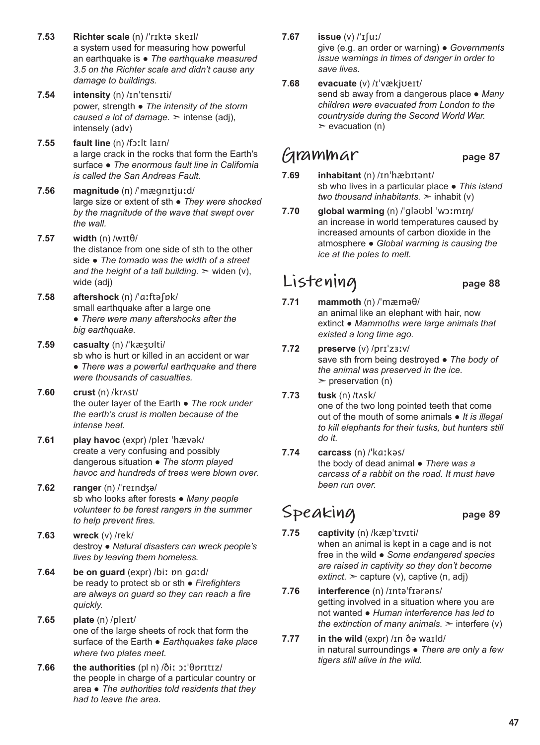**7.53** **Richter scale** (n) /ˈrɪktə skeɪl/
a system used for measuring how powerful an earthquake is ● *The earthquake measured 3.5 on the Richter scale and didn't cause any damage to buildings.*

**7.54** **intensity** (n) /ɪnˈtensɪti/
power, strength ● *The intensity of the storm caused a lot of damage.* ➢ intense (adj), intensely (adv)

**7.55** **fault line** (n) /fɔːlt laɪn/
a large crack in the rocks that form the Earth's surface ● *The enormous fault line in California is called the San Andreas Fault.*

**7.56** **magnitude** (n) /ˈmæɡnɪtjuːd/
large size or extent of sth ● *They were shocked by the magnitude of the wave that swept over the wall.*

**7.57** **width** (n) /wɪtθ/
the distance from one side of sth to the other side ● *The tornado was the width of a street and the height of a tall building.* ➢ widen (v), wide (adj)

**7.58** **aftershock** (n) /ˈɑːftəʃɒk/
small earthquake after a large one ● *There were many aftershocks after the big earthquake.*

**7.59** **casualty** (n) /ˈkæʒʊlti/
sb who is hurt or killed in an accident or war ● *There was a powerful earthquake and there were thousands of casualties.*

**7.60** **crust** (n) /krʌst/
the outer layer of the Earth ● *The rock under the earth's crust is molten because of the intense heat.*

**7.61** **play havoc** (expr) /pleɪ ˈhævək/
create a very confusing and possibly dangerous situation ● *The storm played havoc and hundreds of trees were blown over.*

**7.62** **ranger** (n) /ˈreɪndʒə/
sb who looks after forests ● *Many people volunteer to be forest rangers in the summer to help prevent fires.*

**7.63** **wreck** (v) /rek/
destroy ● *Natural disasters can wreck people's lives by leaving them homeless.*

**7.64** **be on guard** (expr) /biː ɒn ɡɑːd/
be ready to protect sb or sth ● *Firefighters are always on guard so they can reach a fire quickly.*

**7.65** **plate** (n) /pleɪt/
one of the large sheets of rock that form the surface of the Earth ● *Earthquakes take place where two plates meet.*

**7.66** **the authorities** (pl n) /ðiː ɔːˈθɒrɪtɪz/
the people in charge of a particular country or area ● *The authorities told residents that they had to leave the area.*

**7.67** **issue** (v) /ˈɪʃuː/
give (e.g. an order or warning) ● *Governments issue warnings in times of danger in order to save lives.*

**7.68** **evacuate** (v) /ɪˈvækjʊeɪt/
send sb away from a dangerous place ● *Many children were evacuated from London to the countryside during the Second World War.*
➢ evacuation (n)

## Grammar page 87

**7.69** **inhabitant** (n) /ɪnˈhæbɪtənt/
sb who lives in a particular place ● *This island two thousand inhabitants.* ➢ inhabit (v)

**7.70** **global warming** (n) /ˈɡləʊbl ˈwɔːmɪŋ/
an increase in world temperatures caused by increased amounts of carbon dioxide in the atmosphere ● *Global warming is causing the ice at the poles to melt.*

## Listening page 88

**7.71** **mammoth** (n) /ˈmæməθ/
an animal like an elephant with hair, now extinct ● *Mammoths were large animals that existed a long time ago.*

**7.72** **preserve** (v) /prɪˈzɜːv/
save sth from being destroyed ● *The body of the animal was preserved in the ice.*
➢ preservation (n)

**7.73** **tusk** (n) /tʌsk/
one of the two long pointed teeth that come out of the mouth of some animals ● *It is illegal to kill elephants for their tusks, but hunters still do it.*

**7.74** **carcass** (n) /ˈkɑːkəs/
the body of dead animal ● *There was a carcass of a rabbit on the road. It must have been run over.*

## Speaking page 89

**7.75** **captivity** (n) /kæpˈtɪvɪti/
when an animal is kept in a cage and is not free in the wild ● *Some endangered species are raised in captivity so they don't become extinct.* ➢ capture (v), captive (n, adj)

**7.76** **interference** (n) /ɪntəˈfɪərəns/
getting involved in a situation where you are not wanted ● *Human interference has led to the extinction of many animals.* ➢ interfere (v)

**7.77** **in the wild** (expr) /ɪn ðə waɪld/
in natural surroundings ● *There are only a few tigers still alive in the wild.*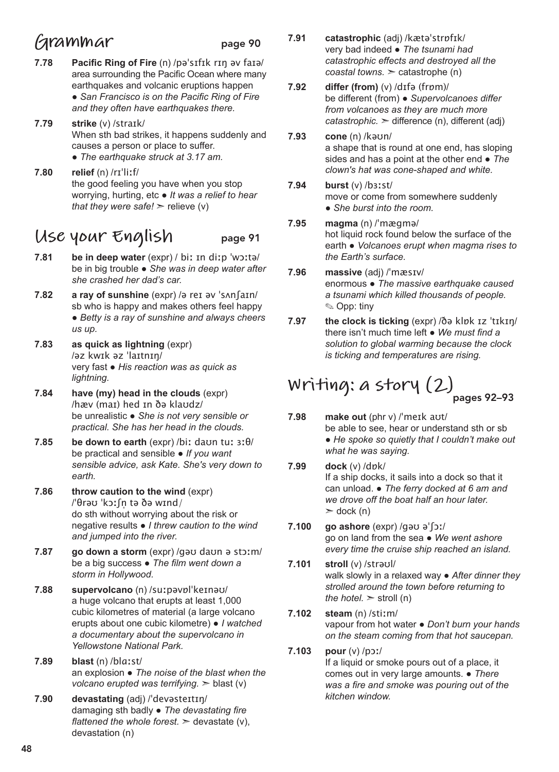## Grammar page 90

**7.78** **Pacific Ring of Fire** (n) /pəˈsɪfɪk rɪŋ əv faɪə/
area surrounding the Pacific Ocean where many earthquakes and volcanic eruptions happen ● *San Francisco is on the Pacific Ring of Fire and they often have earthquakes there.*

**7.79** **strike** (v) /straɪk/
When sth bad strikes, it happens suddenly and causes a person or place to suffer.
● *The earthquake struck at 3.17 am.*

**7.80** **relief** (n) /rɪˈliːf/
the good feeling you have when you stop worrying, hurting, etc ● *It was a relief to hear that they were safe!* ➣ relieve (v)

## Use your English page 91

**7.81** **be in deep water** (expr) / biː ɪn diːp ˈwɔːtə/
be in big trouble ● *She was in deep water after she crashed her dad's car.*

**7.82** **a ray of sunshine** (expr) /ə reɪ əv ˈsʌnʃaɪn/
sb who is happy and makes others feel happy ● *Betty is a ray of sunshine and always cheers us up.*

**7.83** **as quick as lightning** (expr) /əz kwɪk əz ˈlaɪtnɪŋ/
very fast ● *His reaction was as quick as lightning.*

**7.84** **have (my) head in the clouds** (expr) /hæv (maɪ) hed ɪn ðə klaʊdz/
be unrealistic ● *She is not very sensible or practical. She has her head in the clouds.*

**7.85** **be down to earth** (expr) /biː daʊn tuː ɜːθ/
be practical and sensible ● *If you want sensible advice, ask Kate. She's very down to earth.*

**7.86** **throw caution to the wind** (expr) /ˈθrəʊ ˈkɔːʃn̩ tə ðə wɪnd/
do sth without worrying about the risk or negative results ● *I threw caution to the wind and jumped into the river.*

**7.87** **go down a storm** (expr) /gəʊ daʊn ə stɔːm/
be a big success ● *The film went down a storm in Hollywood.*

**7.88** **supervolcano** (n) /suːpəvɒlˈkeɪnəʊ/
a huge volcano that erupts at least 1,000 cubic kilometres of material (a large volcano erupts about one cubic kilometre) ● *I watched a documentary about the supervolcano in Yellowstone National Park.*

**7.89** **blast** (n) /blɑːst/
an explosion ● *The noise of the blast when the volcano erupted was terrifying.* ➣ blast (v)

**7.90** **devastating** (adj) /ˈdevəsteɪtɪŋ/
damaging sth badly ● *The devastating fire flattened the whole forest.* ➣ devastate (v), devastation (n)

**7.91** **catastrophic** (adj) /kætəˈstrɒfɪk/
very bad indeed ● *The tsunami had catastrophic effects and destroyed all the coastal towns.* ➣ catastrophe (n)

**7.92** **differ (from)** (v) /dɪfə (frɒm)/
be different (from) ● *Supervolcanoes differ from volcanoes as they are much more catastrophic.* ➣ difference (n), different (adj)

**7.93** **cone** (n) /kəʊn/
a shape that is round at one end, has sloping sides and has a point at the other end ● *The clown's hat was cone-shaped and white.*

**7.94** **burst** (v) /bɜːst/
move or come from somewhere suddenly
● *She burst into the room.*

**7.95** **magma** (n) /ˈmægmə/
hot liquid rock found below the surface of the earth ● *Volcanoes erupt when magma rises to the Earth's surface.*

**7.96** **massive** (adj) /ˈmæsɪv/
enormous ● *The massive earthquake caused a tsunami which killed thousands of people.*
✎ Opp: tiny

**7.97** **the clock is ticking** (expr) /ðə klɒk ɪz ˈtɪkɪŋ/
there isn't much time left ● *We must find a solution to global warming because the clock is ticking and temperatures are rising.*

## Writing: a story (2) pages 92–93

**7.98** **make out** (phr v) /ˈmeɪk aʊt/
be able to see, hear or understand sth or sb
● *He spoke so quietly that I couldn't make out what he was saying.*

**7.99** **dock** (v) /dɒk/
If a ship docks, it sails into a dock so that it can unload. ● *The ferry docked at 6 am and we drove off the boat half an hour later.*
➣ dock (n)

**7.100** **go ashore** (expr) /gəʊ əˈʃɔː/
go on land from the sea ● *We went ashore every time the cruise ship reached an island.*

**7.101** **stroll** (v) /strəʊl/
walk slowly in a relaxed way ● *After dinner they strolled around the town before returning to the hotel.* ➣ stroll (n)

**7.102** **steam** (n) /stiːm/
vapour from hot water ● *Don't burn your hands on the steam coming from that hot saucepan.*

**7.103** **pour** (v) /pɔː/
If a liquid or smoke pours out of a place, it comes out in very large amounts. ● *There was a fire and smoke was pouring out of the kitchen window.*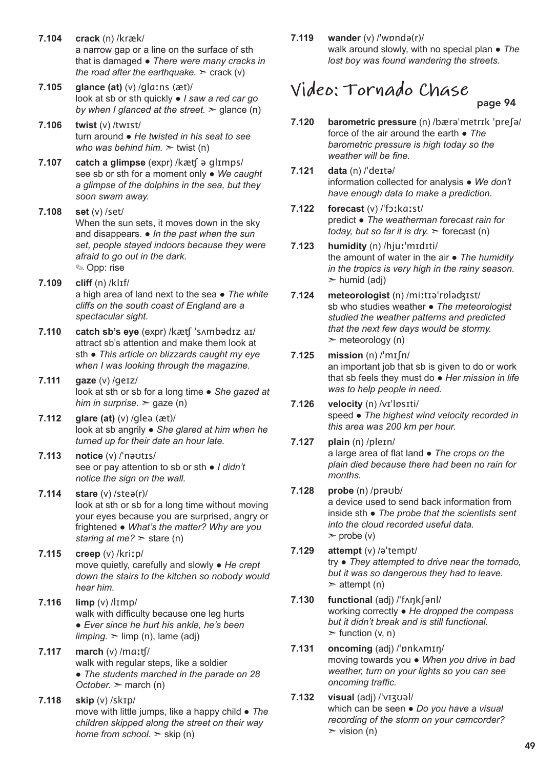**7.104** **crack** (n) /kræk/
a narrow gap or a line on the surface of sth that is damaged ● *There were many cracks in the road after the earthquake.* ➢ crack (v)

**7.105** **glance (at)** (v) /ɡlɑːns (æt)/
look at sb or sth quickly ● *I saw a red car go by when I glanced at the street.* ➢ glance (n)

**7.106** **twist** (v) /twɪst/
turn around ● *He twisted in his seat to see who was behind him.* ➢ twist (n)

**7.107** **catch a glimpse** (expr) /kætʃ ə ɡlɪmps/
see sb or sth for a moment only ● *We caught a glimpse of the dolphins in the sea, but they soon swam away.*

**7.108** **set** (v) /set/
When the sun sets, it moves down in the sky and disappears. ● *In the past when the sun set, people stayed indoors because they were afraid to go out in the dark.*
✎ Opp: rise

**7.109** **cliff** (n) /klɪf/
a high area of land next to the sea ● *The white cliffs on the south coast of England are a spectacular sight.*

**7.110** **catch sb's eye** (expr) /kætʃ ˈsʌmbədɪz aɪ/
attract sb's attention and make them look at sth ● *This article on blizzards caught my eye when I was looking through the magazine.*

**7.111** **gaze** (v) /ɡeɪz/
look at sth or sb for a long time ● *She gazed at him in surprise.* ➢ gaze (n)

**7.112** **glare (at)** (v) /ɡleə (æt)/
look at sb angrily ● *She glared at him when he turned up for their date an hour late.*

**7.113** **notice** (v) /ˈnəʊtɪs/
see or pay attention to sb or sth ● *I didn't notice the sign on the wall.*

**7.114** **stare** (v) /steə(r)/
look at sth or sb for a long time without moving your eyes because you are surprised, angry or frightened ● *What's the matter? Why are you staring at me?* ➢ stare (n)

**7.115** **creep** (v) /kriːp/
move quietly, carefully and slowly ● *He crept down the stairs to the kitchen so nobody would hear him.*

**7.116** **limp** (v) /lɪmp/
walk with difficulty because one leg hurts ● *Ever since he hurt his ankle, he's been limping.* ➢ limp (n), lame (adj)

**7.117** **march** (v) /mɑːtʃ/
walk with regular steps, like a soldier ● *The students marched in the parade on 28 October.* ➢ march (n)

**7.118** **skip** (v) /skɪp/
move with little jumps, like a happy child ● *The children skipped along the street on their way home from school.* ➢ skip (n)

**7.119** **wander** (v) /ˈwɒndə(r)/
walk around slowly, with no special plan ● *The lost boy was found wandering the streets.*

# Video: Tornado Chase

page 94

**7.120** **barometric pressure** (n) /bærəˈmetrɪk ˈpreʃə/
force of the air around the earth ● *The barometric pressure is high today so the weather will be fine.*

**7.121** **data** (n) /ˈdeɪtə/
information collected for analysis ● *We don't have enough data to make a prediction.*

**7.122** **forecast** (v) /ˈfɔːkɑːst/
predict ● *The weatherman forecast rain for today, but so far it is dry.* ➢ forecast (n)

**7.123** **humidity** (n) /hjuːˈmɪdɪti/
the amount of water in the air ● *The humidity in the tropics is very high in the rainy season.* ➢ humid (adj)

**7.124** **meteorologist** (n) /miːtɪəˈrɒlədʒɪst/
sb who studies weather ● *The meteorologist studied the weather patterns and predicted that the next few days would be stormy.* ➢ meteorology (n)

**7.125** **mission** (n) /ˈmɪʃn/
an important job that sb is given to do or work that sb feels they must do ● *Her mission in life was to help people in need.*

**7.126** **velocity** (n) /vɪˈlɒsɪti/
speed ● *The highest wind velocity recorded in this area was 200 km per hour.*

**7.127** **plain** (n) /pleɪn/
a large area of flat land ● *The crops on the plain died because there had been no rain for months.*

**7.128** **probe** (n) /prəʊb/
a device used to send back information from inside sth ● *The probe that the scientists sent into the cloud recorded useful data.* ➢ probe (v)

**7.129** **attempt** (v) /əˈtempt/
try ● *They attempted to drive near the tornado, but it was so dangerous they had to leave.* ➢ attempt (n)

**7.130** **functional** (adj) /ˈfʌŋkʃənl/
working correctly ● *He dropped the compass but it didn't break and is still functional.* ➢ function (v, n)

**7.131** **oncoming** (adj) /ˈɒnkʌmɪŋ/
moving towards you ● *When you drive in bad weather, turn on your lights so you can see oncoming traffic.*

**7.132** **visual** (adj) /ˈvɪʒʊəl/
which can be seen ● *Do you have a visual recording of the storm on your camcorder?* ➢ vision (n)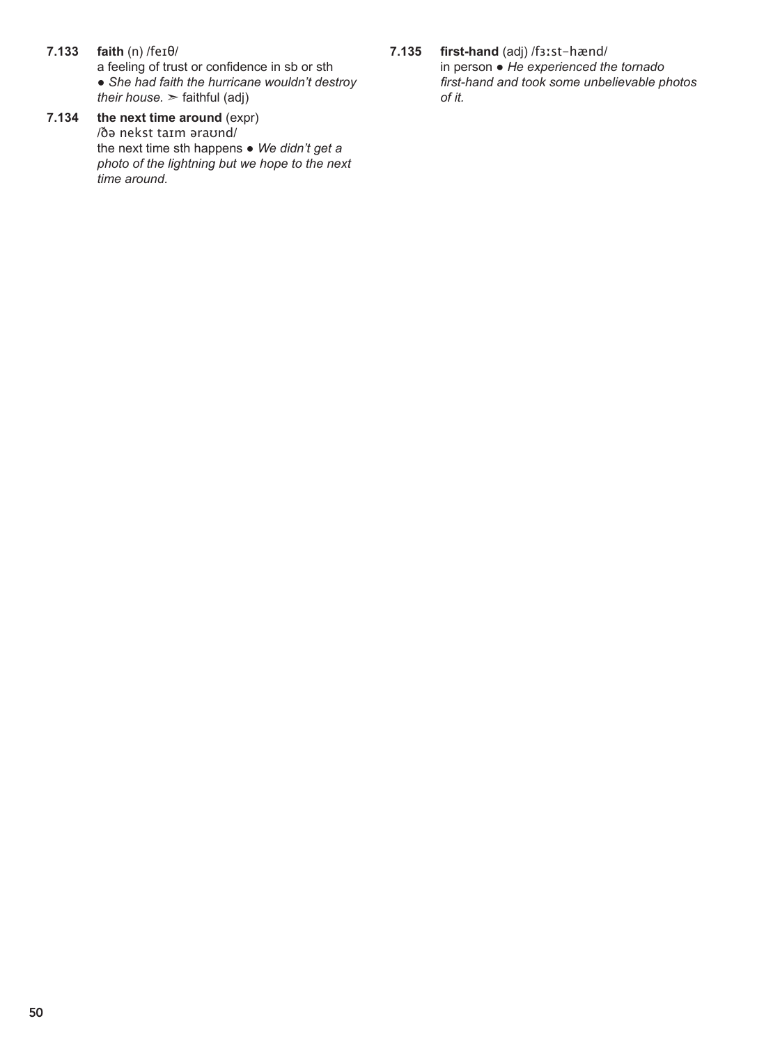**7.133** **faith** (n) /feɪθ/
a feeling of trust or confidence in sb or sth
● *She had faith the hurricane wouldn't destroy their house.* ➢ faithful (adj)

**7.134** **the next time around** (expr)
/ðə nekst taɪm əraʊnd/
the next time sth happens ● *We didn't get a photo of the lightning but we hope to the next time around.*

**7.135** **first-hand** (adj) /fɜːst-hænd/
in person ● *He experienced the tornado first-hand and took some unbelievable photos of it.*